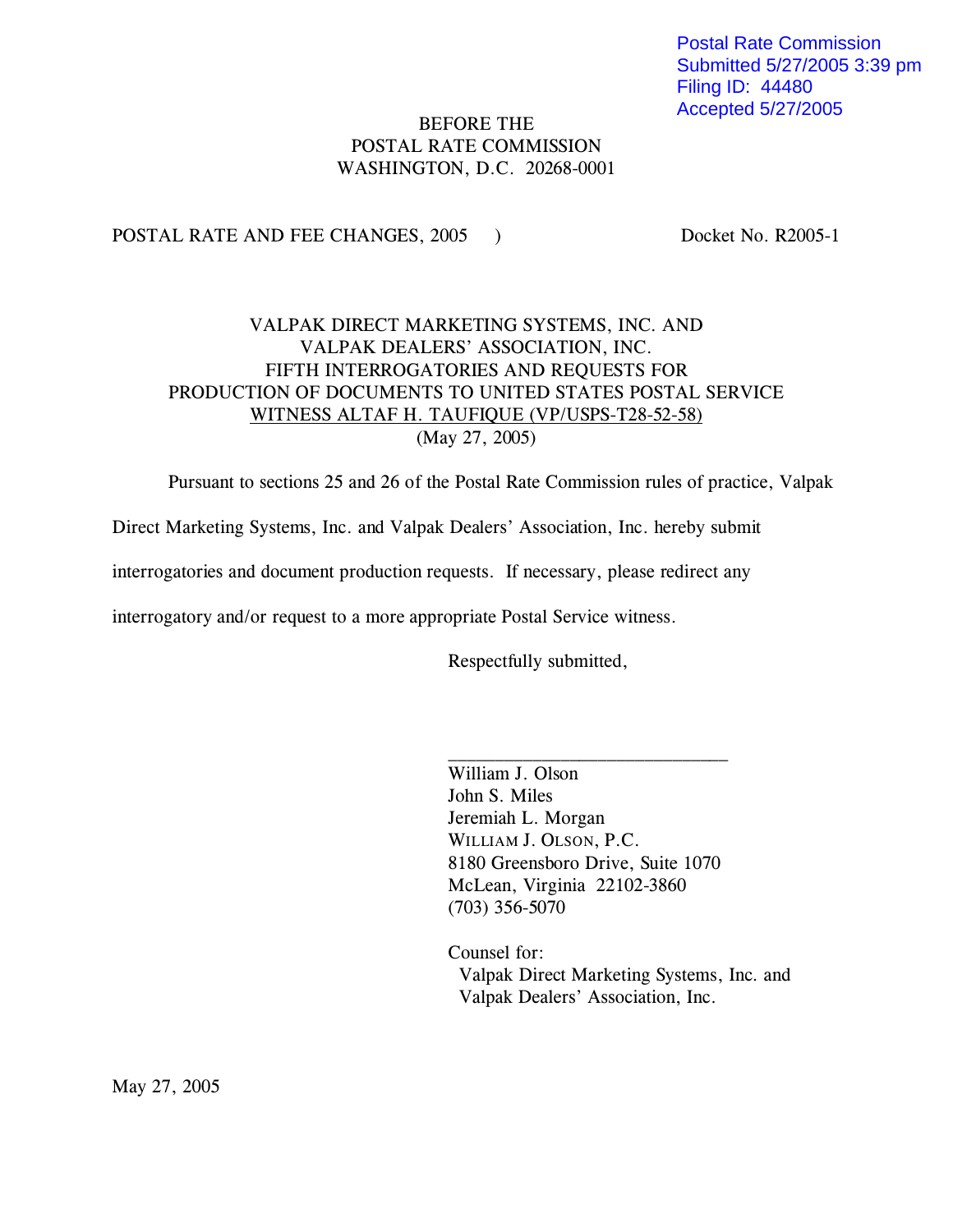Postal Rate Commission
Submitted 5/27/2005 3:39 pm
Filing ID: 44480
Accepted 5/27/2005

BEFORE THE
POSTAL RATE COMMISSION
WASHINGTON, D.C. 20268-0001

POSTAL RATE AND FEE CHANGES, 2005 ) Docket No. R2005-1

VALPAK DIRECT MARKETING SYSTEMS, INC. AND
VALPAK DEALERS' ASSOCIATION, INC.
FIFTH INTERROGATORIES AND REQUESTS FOR
PRODUCTION OF DOCUMENTS TO UNITED STATES POSTAL SERVICE
WITNESS ALTAF H. TAUFIQUE (VP/USPS-T28-52-58)
(May 27, 2005)

Pursuant to sections 25 and 26 of the Postal Rate Commission rules of practice, Valpak Direct Marketing Systems, Inc. and Valpak Dealers' Association, Inc. hereby submit interrogatories and document production requests. If necessary, please redirect any interrogatory and/or request to a more appropriate Postal Service witness.

Respectfully submitted,

\_\_\_\_\_\_\_\_\_\_\_\_\_\_\_\_\_\_\_\_\_\_\_\_\_\_\_\_\_\_
William J. Olson
John S. Miles
Jeremiah L. Morgan
WILLIAM J. OLSON, P.C.
8180 Greensboro Drive, Suite 1070
McLean, Virginia 22102-3860
(703) 356-5070

Counsel for:
Valpak Direct Marketing Systems, Inc. and
Valpak Dealers' Association, Inc.

May 27, 2005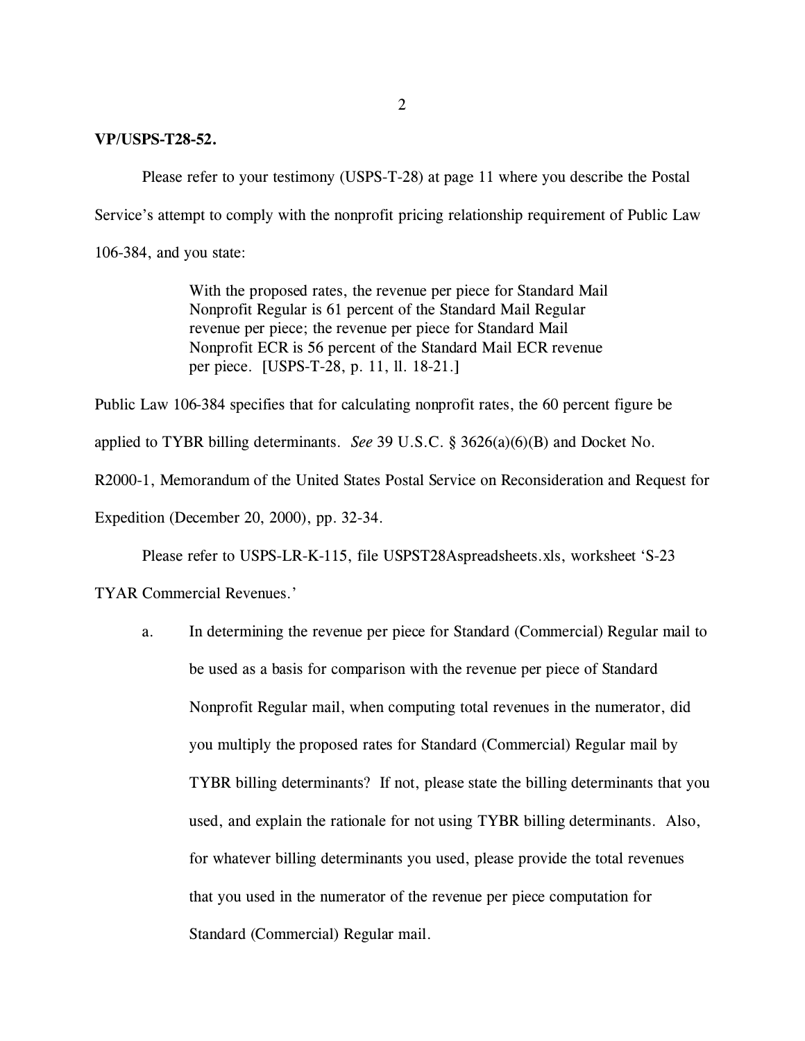**VP/USPS-T28-52.**

Please refer to your testimony (USPS-T-28) at page 11 where you describe the Postal Service's attempt to comply with the nonprofit pricing relationship requirement of Public Law 106-384, and you state:

> With the proposed rates, the revenue per piece for Standard Mail Nonprofit Regular is 61 percent of the Standard Mail Regular revenue per piece; the revenue per piece for Standard Mail Nonprofit ECR is 56 percent of the Standard Mail ECR revenue per piece. [USPS-T-28, p. 11, ll. 18-21.]

Public Law 106-384 specifies that for calculating nonprofit rates, the 60 percent figure be applied to TYBR billing determinants. *See* 39 U.S.C. § 3626(a)(6)(B) and Docket No. R2000-1, Memorandum of the United States Postal Service on Reconsideration and Request for Expedition (December 20, 2000), pp. 32-34.

Please refer to USPS-LR-K-115, file USPST28Aspreadsheets.xls, worksheet 'S-23 TYAR Commercial Revenues.'

a. In determining the revenue per piece for Standard (Commercial) Regular mail to be used as a basis for comparison with the revenue per piece of Standard Nonprofit Regular mail, when computing total revenues in the numerator, did you multiply the proposed rates for Standard (Commercial) Regular mail by TYBR billing determinants? If not, please state the billing determinants that you used, and explain the rationale for not using TYBR billing determinants. Also, for whatever billing determinants you used, please provide the total revenues that you used in the numerator of the revenue per piece computation for Standard (Commercial) Regular mail.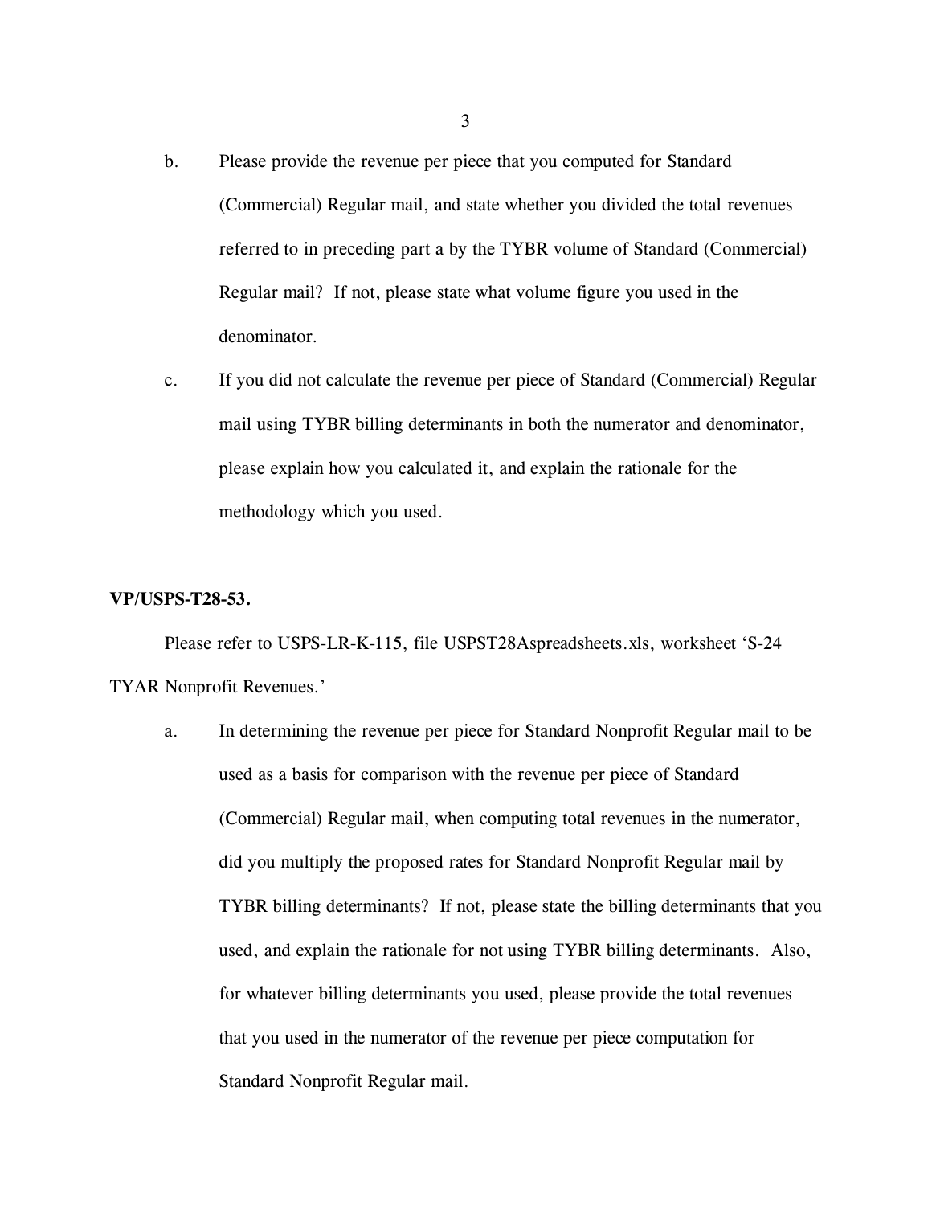b. Please provide the revenue per piece that you computed for Standard (Commercial) Regular mail, and state whether you divided the total revenues referred to in preceding part a by the TYBR volume of Standard (Commercial) Regular mail? If not, please state what volume figure you used in the denominator.

c. If you did not calculate the revenue per piece of Standard (Commercial) Regular mail using TYBR billing determinants in both the numerator and denominator, please explain how you calculated it, and explain the rationale for the methodology which you used.

**VP/USPS-T28-53.**

Please refer to USPS-LR-K-115, file USPST28Aspreadsheets.xls, worksheet 'S-24 TYAR Nonprofit Revenues.'

a. In determining the revenue per piece for Standard Nonprofit Regular mail to be used as a basis for comparison with the revenue per piece of Standard (Commercial) Regular mail, when computing total revenues in the numerator, did you multiply the proposed rates for Standard Nonprofit Regular mail by TYBR billing determinants? If not, please state the billing determinants that you used, and explain the rationale for not using TYBR billing determinants. Also, for whatever billing determinants you used, please provide the total revenues that you used in the numerator of the revenue per piece computation for Standard Nonprofit Regular mail.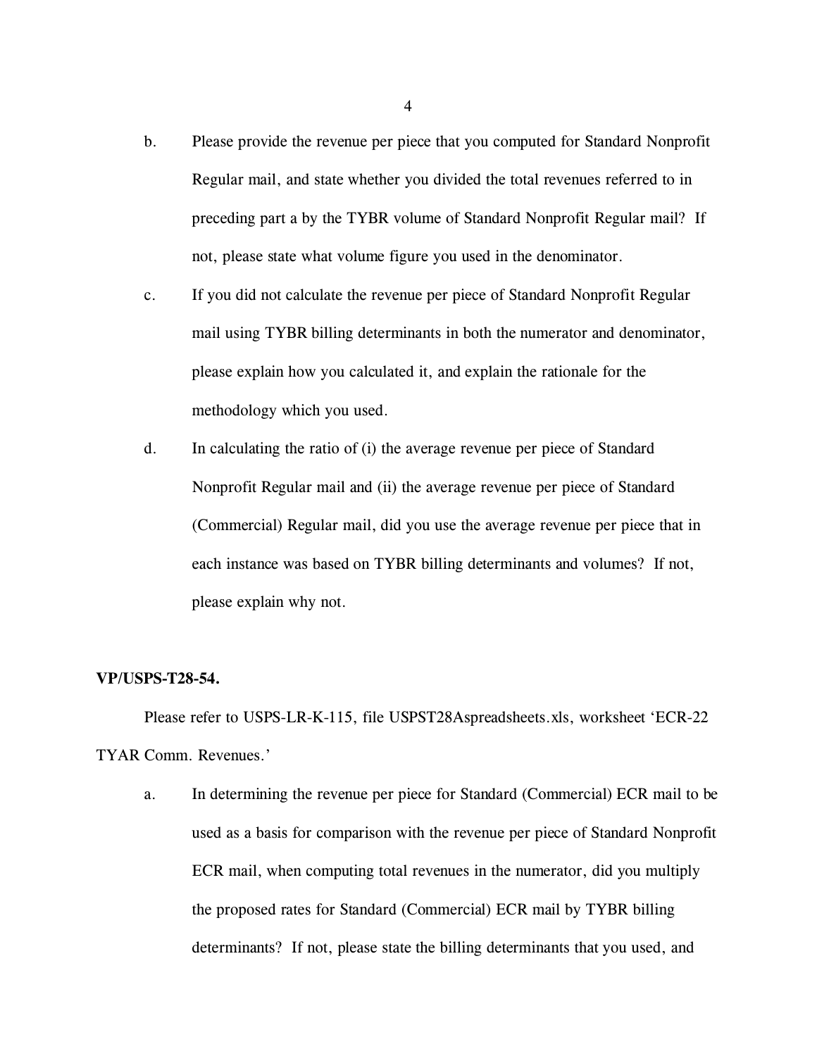b. Please provide the revenue per piece that you computed for Standard Nonprofit Regular mail, and state whether you divided the total revenues referred to in preceding part a by the TYBR volume of Standard Nonprofit Regular mail? If not, please state what volume figure you used in the denominator.

c. If you did not calculate the revenue per piece of Standard Nonprofit Regular mail using TYBR billing determinants in both the numerator and denominator, please explain how you calculated it, and explain the rationale for the methodology which you used.

d. In calculating the ratio of (i) the average revenue per piece of Standard Nonprofit Regular mail and (ii) the average revenue per piece of Standard (Commercial) Regular mail, did you use the average revenue per piece that in each instance was based on TYBR billing determinants and volumes? If not, please explain why not.

**VP/USPS-T28-54.**

Please refer to USPS-LR-K-115, file USPST28Aspreadsheets.xls, worksheet 'ECR-22 TYAR Comm. Revenues.'

a. In determining the revenue per piece for Standard (Commercial) ECR mail to be used as a basis for comparison with the revenue per piece of Standard Nonprofit ECR mail, when computing total revenues in the numerator, did you multiply the proposed rates for Standard (Commercial) ECR mail by TYBR billing determinants? If not, please state the billing determinants that you used, and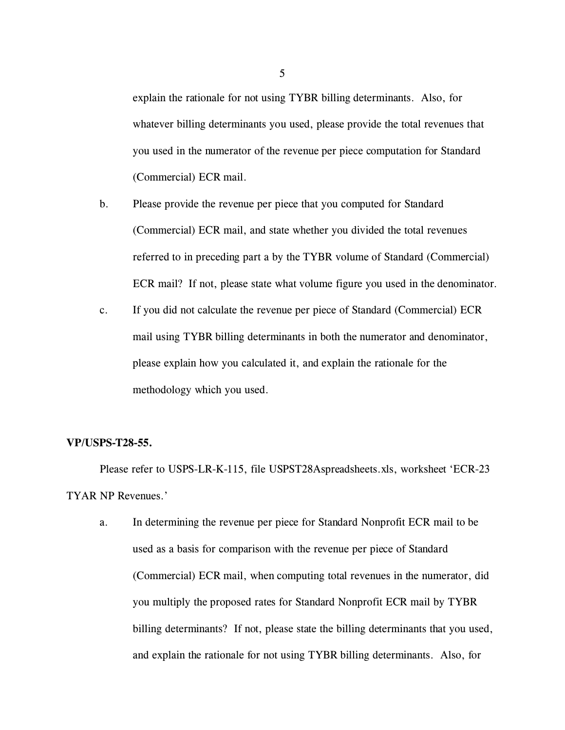explain the rationale for not using TYBR billing determinants. Also, for whatever billing determinants you used, please provide the total revenues that you used in the numerator of the revenue per piece computation for Standard (Commercial) ECR mail.

b. Please provide the revenue per piece that you computed for Standard (Commercial) ECR mail, and state whether you divided the total revenues referred to in preceding part a by the TYBR volume of Standard (Commercial) ECR mail? If not, please state what volume figure you used in the denominator.

c. If you did not calculate the revenue per piece of Standard (Commercial) ECR mail using TYBR billing determinants in both the numerator and denominator, please explain how you calculated it, and explain the rationale for the methodology which you used.

**VP/USPS-T28-55.**

Please refer to USPS-LR-K-115, file USPST28Aspreadsheets.xls, worksheet 'ECR-23 TYAR NP Revenues.'

a. In determining the revenue per piece for Standard Nonprofit ECR mail to be used as a basis for comparison with the revenue per piece of Standard (Commercial) ECR mail, when computing total revenues in the numerator, did you multiply the proposed rates for Standard Nonprofit ECR mail by TYBR billing determinants? If not, please state the billing determinants that you used, and explain the rationale for not using TYBR billing determinants. Also, for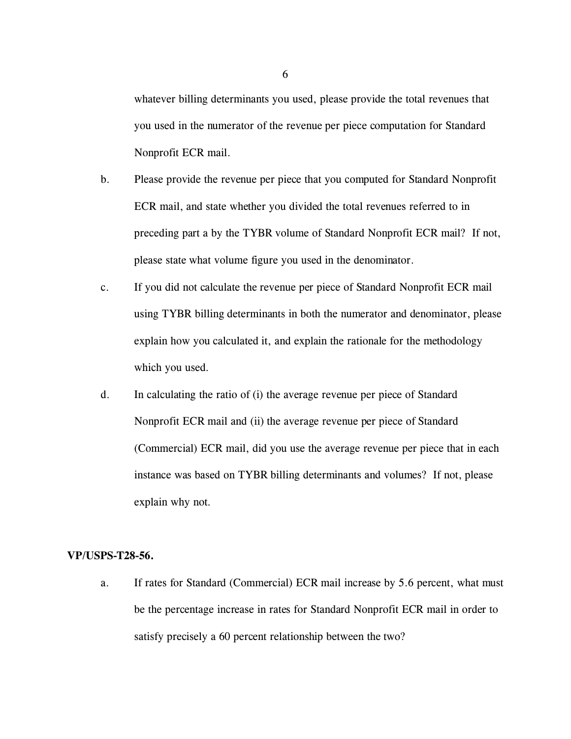whatever billing determinants you used, please provide the total revenues that you used in the numerator of the revenue per piece computation for Standard Nonprofit ECR mail.

b. Please provide the revenue per piece that you computed for Standard Nonprofit ECR mail, and state whether you divided the total revenues referred to in preceding part a by the TYBR volume of Standard Nonprofit ECR mail? If not, please state what volume figure you used in the denominator.

c. If you did not calculate the revenue per piece of Standard Nonprofit ECR mail using TYBR billing determinants in both the numerator and denominator, please explain how you calculated it, and explain the rationale for the methodology which you used.

d. In calculating the ratio of (i) the average revenue per piece of Standard Nonprofit ECR mail and (ii) the average revenue per piece of Standard (Commercial) ECR mail, did you use the average revenue per piece that in each instance was based on TYBR billing determinants and volumes? If not, please explain why not.

**VP/USPS-T28-56.**

a. If rates for Standard (Commercial) ECR mail increase by 5.6 percent, what must be the percentage increase in rates for Standard Nonprofit ECR mail in order to satisfy precisely a 60 percent relationship between the two?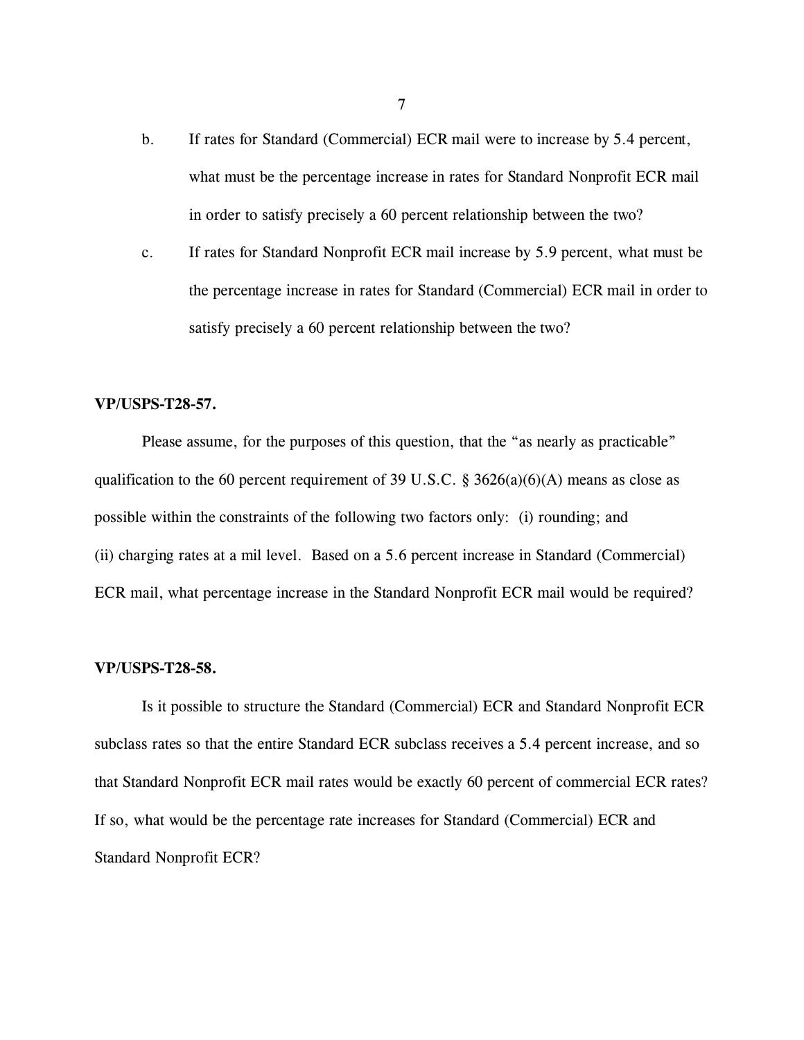b. If rates for Standard (Commercial) ECR mail were to increase by 5.4 percent, what must be the percentage increase in rates for Standard Nonprofit ECR mail in order to satisfy precisely a 60 percent relationship between the two?

c. If rates for Standard Nonprofit ECR mail increase by 5.9 percent, what must be the percentage increase in rates for Standard (Commercial) ECR mail in order to satisfy precisely a 60 percent relationship between the two?

**VP/USPS-T28-57.**

Please assume, for the purposes of this question, that the "as nearly as practicable" qualification to the 60 percent requirement of 39 U.S.C. § 3626(a)(6)(A) means as close as possible within the constraints of the following two factors only: (i) rounding; and (ii) charging rates at a mil level. Based on a 5.6 percent increase in Standard (Commercial) ECR mail, what percentage increase in the Standard Nonprofit ECR mail would be required?

**VP/USPS-T28-58.**

Is it possible to structure the Standard (Commercial) ECR and Standard Nonprofit ECR subclass rates so that the entire Standard ECR subclass receives a 5.4 percent increase, and so that Standard Nonprofit ECR mail rates would be exactly 60 percent of commercial ECR rates? If so, what would be the percentage rate increases for Standard (Commercial) ECR and Standard Nonprofit ECR?